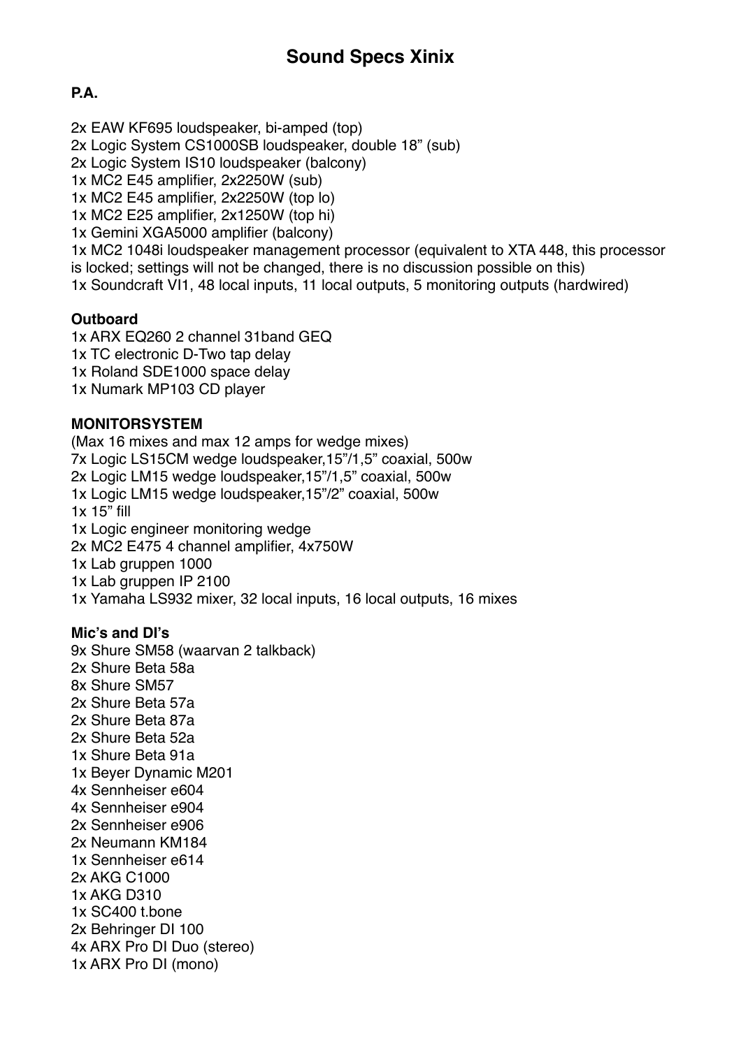# Sound Specs Xinix

**P.A.**

2x EAW KF695 loudspeaker, bi-amped (top)
2x Logic System CS1000SB loudspeaker, double 18” (sub)
2x Logic System IS10 loudspeaker (balcony)
1x MC2 E45 amplifier, 2x2250W (sub)
1x MC2 E45 amplifier, 2x2250W (top lo)
1x MC2 E25 amplifier, 2x1250W (top hi)
1x Gemini XGA5000 amplifier (balcony)
1x MC2 1048i loudspeaker management processor (equivalent to XTA 448, this processor is locked; settings will not be changed, there is no discussion possible on this)
1x Soundcraft VI1, 48 local inputs, 11 local outputs, 5 monitoring outputs (hardwired)

**Outboard**
1x ARX EQ260 2 channel 31band GEQ
1x TC electronic D-Two tap delay
1x Roland SDE1000 space delay
1x Numark MP103 CD player

**MONITORSYSTEM**
(Max 16 mixes and max 12 amps for wedge mixes)
7x Logic LS15CM wedge loudspeaker,15”/1,5” coaxial, 500w
2x Logic LM15 wedge loudspeaker,15”/1,5” coaxial, 500w
1x Logic LM15 wedge loudspeaker,15”/2” coaxial, 500w
1x 15” fill
1x Logic engineer monitoring wedge
2x MC2 E475 4 channel amplifier, 4x750W
1x Lab gruppen 1000
1x Lab gruppen IP 2100
1x Yamaha LS932 mixer, 32 local inputs, 16 local outputs, 16 mixes

**Mic’s and DI’s**
9x Shure SM58 (waarvan 2 talkback)
2x Shure Beta 58a
8x Shure SM57
2x Shure Beta 57a
2x Shure Beta 87a
2x Shure Beta 52a
1x Shure Beta 91a
1x Beyer Dynamic M201
4x Sennheiser e604
4x Sennheiser e904
2x Sennheiser e906
2x Neumann KM184
1x Sennheiser e614
2x AKG C1000
1x AKG D310
1x SC400 t.bone
2x Behringer DI 100
4x ARX Pro DI Duo (stereo)
1x ARX Pro DI (mono)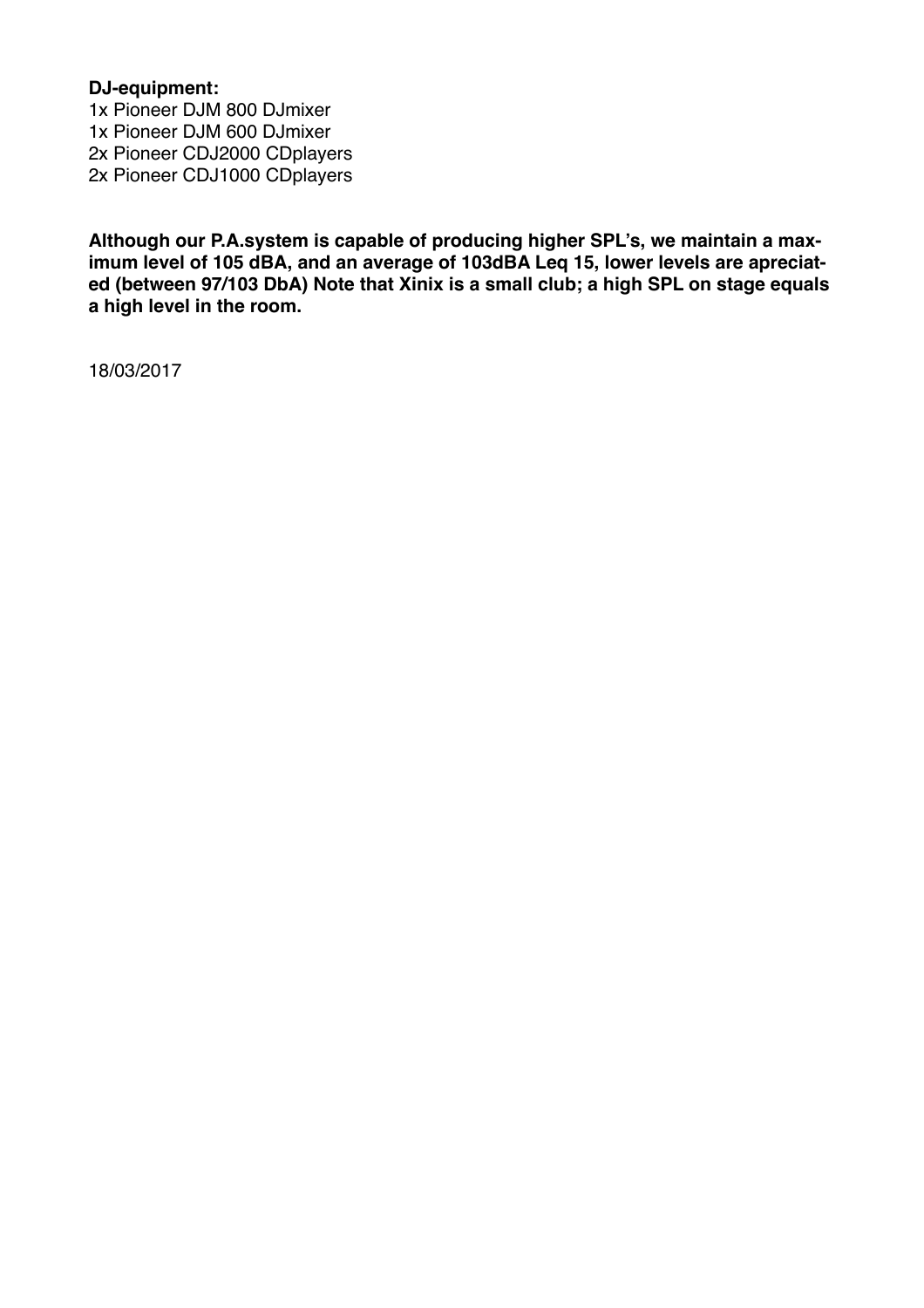**DJ-equipment:**

1x Pioneer DJM 800 DJmixer
1x Pioneer DJM 600 DJmixer
2x Pioneer CDJ2000 CDplayers
2x Pioneer CDJ1000 CDplayers

**Although our P.A.system is capable of producing higher SPL's, we maintain a maximum level of 105 dBA, and an average of 103dBA Leq 15, lower levels are apreciated (between 97/103 DbA) Note that Xinix is a small club; a high SPL on stage equals a high level in the room.**

18/03/2017